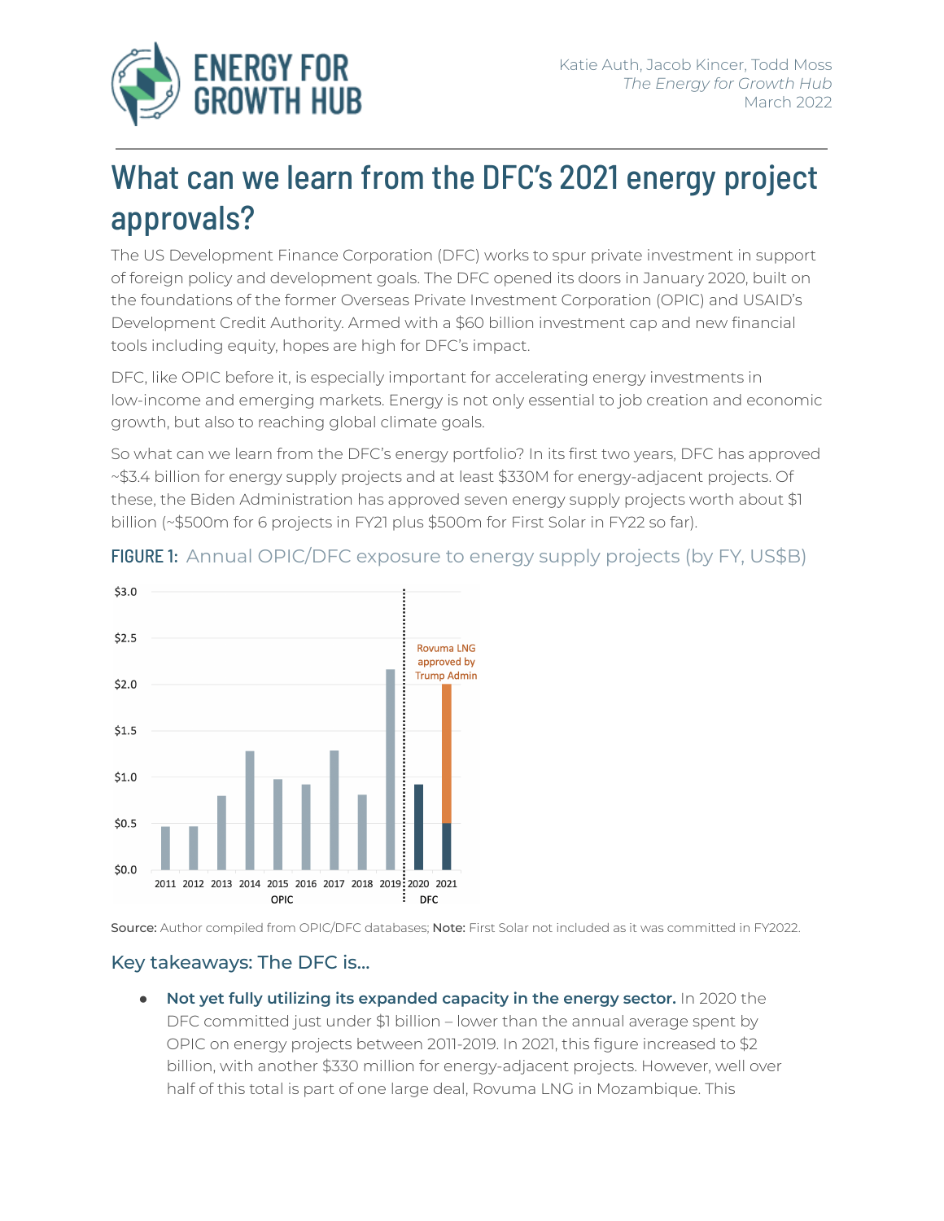Katie Auth, Jacob Kincer, Todd Moss
*The Energy for Growth Hub*
March 2022

# What can we learn from the DFC's 2021 energy project approvals?

The US Development Finance Corporation (DFC) works to spur private investment in support of foreign policy and development goals. The DFC opened its doors in January 2020, built on the foundations of the former Overseas Private Investment Corporation (OPIC) and USAID's Development Credit Authority. Armed with a $60 billion investment cap and new financial tools including equity, hopes are high for DFC's impact.

DFC, like OPIC before it, is especially important for accelerating energy investments in low-income and emerging markets. Energy is not only essential to job creation and economic growth, but also to reaching global climate goals.

So what can we learn from the DFC's energy portfolio? In its first two years, DFC has approved ~$3.4 billion for energy supply projects and at least $330M for energy-adjacent projects. Of these, the Biden Administration has approved seven energy supply projects worth about $1 billion (~$500m for 6 projects in FY21 plus $500m for First Solar in FY22 so far).

**FIGURE 1:** Annual OPIC/DFC exposure to energy supply projects (by FY, US$B)

Source: Author compiled from OPIC/DFC databases; **Note:** First Solar not included as it was committed in FY2022.

## Key takeaways: The DFC is...

- **Not yet fully utilizing its expanded capacity in the energy sector.** In 2020 the DFC committed just under $1 billion – lower than the annual average spent by OPIC on energy projects between 2011-2019. In 2021, this figure increased to $2 billion, with another $330 million for energy-adjacent projects. However, well over half of this total is part of one large deal, Rovuma LNG in Mozambique. This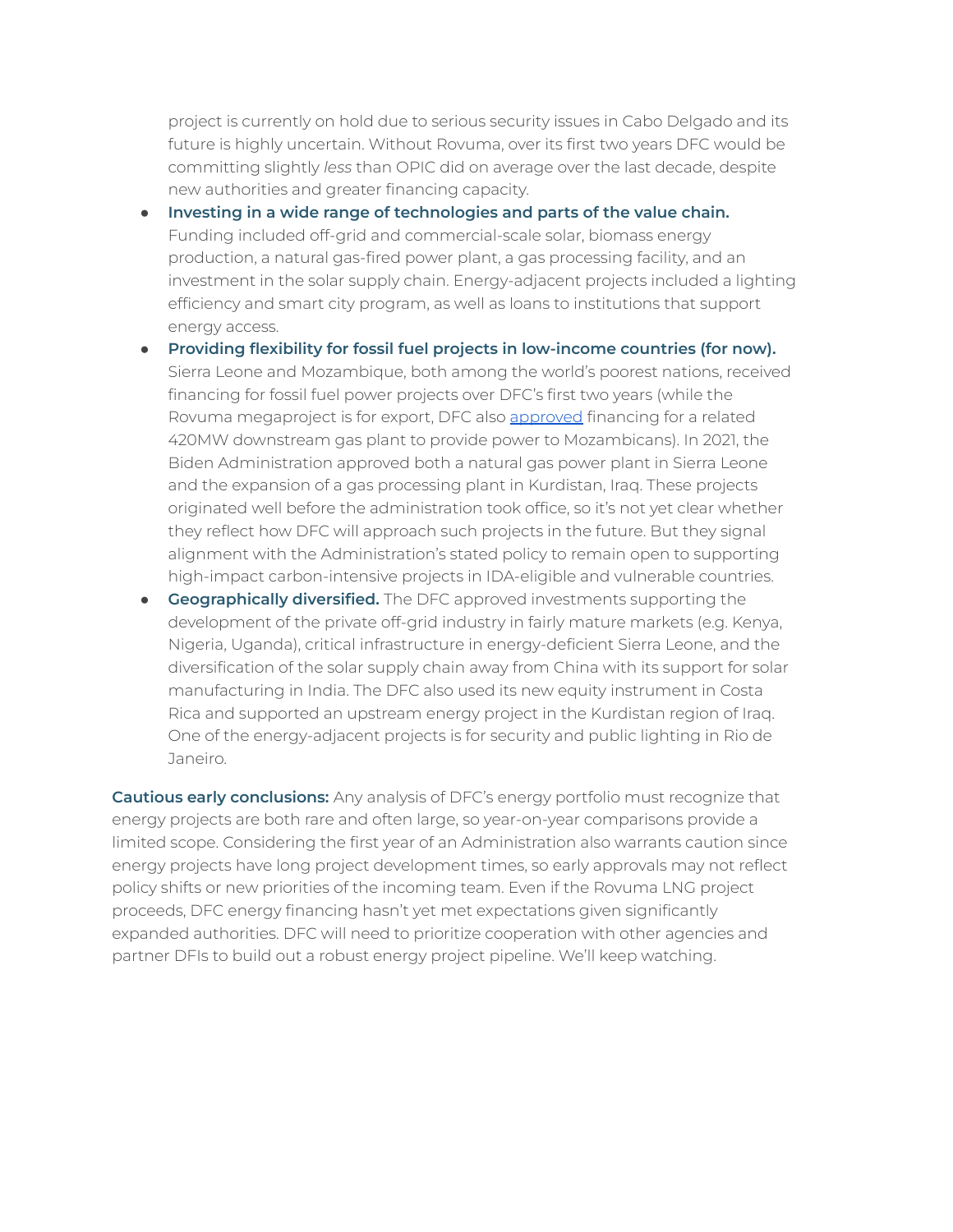project is currently on hold due to serious security issues in Cabo Delgado and its future is highly uncertain. Without Rovuma, over its first two years DFC would be committing slightly *less* than OPIC did on average over the last decade, despite new authorities and greater financing capacity.

- **Investing in a wide range of technologies and parts of the value chain.** Funding included off-grid and commercial-scale solar, biomass energy production, a natural gas-fired power plant, a gas processing facility, and an investment in the solar supply chain. Energy-adjacent projects included a lighting efficiency and smart city program, as well as loans to institutions that support energy access.
- **Providing flexibility for fossil fuel projects in low-income countries (for now).** Sierra Leone and Mozambique, both among the world's poorest nations, received financing for fossil fuel power projects over DFC's first two years (while the Rovuma megaproject is for export, DFC also approved financing for a related 420MW downstream gas plant to provide power to Mozambicans). In 2021, the Biden Administration approved both a natural gas power plant in Sierra Leone and the expansion of a gas processing plant in Kurdistan, Iraq. These projects originated well before the administration took office, so it's not yet clear whether they reflect how DFC will approach such projects in the future. But they signal alignment with the Administration's stated policy to remain open to supporting high-impact carbon-intensive projects in IDA-eligible and vulnerable countries.
- **Geographically diversified.** The DFC approved investments supporting the development of the private off-grid industry in fairly mature markets (e.g. Kenya, Nigeria, Uganda), critical infrastructure in energy-deficient Sierra Leone, and the diversification of the solar supply chain away from China with its support for solar manufacturing in India. The DFC also used its new equity instrument in Costa Rica and supported an upstream energy project in the Kurdistan region of Iraq. One of the energy-adjacent projects is for security and public lighting in Rio de Janeiro.

**Cautious early conclusions:** Any analysis of DFC's energy portfolio must recognize that energy projects are both rare and often large, so year-on-year comparisons provide a limited scope. Considering the first year of an Administration also warrants caution since energy projects have long project development times, so early approvals may not reflect policy shifts or new priorities of the incoming team. Even if the Rovuma LNG project proceeds, DFC energy financing hasn't yet met expectations given significantly expanded authorities. DFC will need to prioritize cooperation with other agencies and partner DFIs to build out a robust energy project pipeline. We'll keep watching.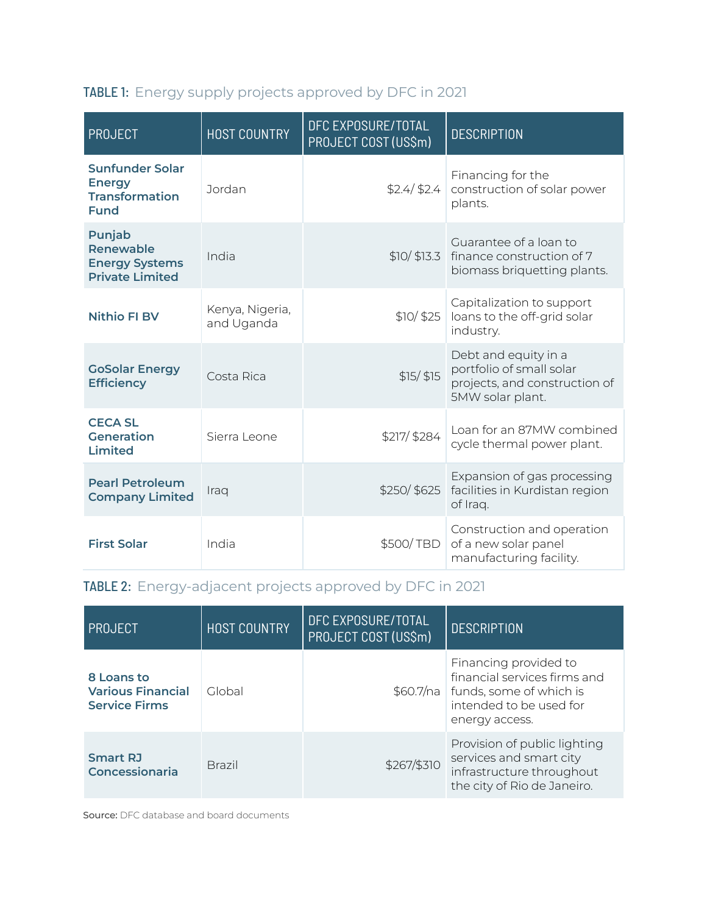**TABLE 1:** Energy supply projects approved by DFC in 2021

| PROJECT | HOST COUNTRY | DFC EXPOSURE/TOTAL PROJECT COST (US$m) | DESCRIPTION |
|---|---|---|---|
| **Sunfunder Solar Energy Transformation Fund** | Jordan | $2.4/ $2.4 | Financing for the construction of solar power plants. |
| **Punjab Renewable Energy Systems Private Limited** | India | $10/ $13.3 | Guarantee of a loan to finance construction of 7 biomass briquetting plants. |
| **Nithio FI BV** | Kenya, Nigeria, and Uganda | $10/ $25 | Capitalization to support loans to the off-grid solar industry. |
| **GoSolar Energy Efficiency** | Costa Rica | $15/ $15 | Debt and equity in a portfolio of small solar projects, and construction of 5MW solar plant. |
| **CECA SL Generation Limited** | Sierra Leone | $217/ $284 | Loan for an 87MW combined cycle thermal power plant. |
| **Pearl Petroleum Company Limited** | Iraq | $250/ $625 | Expansion of gas processing facilities in Kurdistan region of Iraq. |
| **First Solar** | India | $500/ TBD | Construction and operation of a new solar panel manufacturing facility. |

**TABLE 2:** Energy-adjacent projects approved by DFC in 2021

| PROJECT | HOST COUNTRY | DFC EXPOSURE/TOTAL PROJECT COST (US$m) | DESCRIPTION |
|---|---|---|---|
| **8 Loans to Various Financial Service Firms** | Global | $60.7/na | Financing provided to financial services firms and funds, some of which is intended to be used for energy access. |
| **Smart RJ Concessionaria** | Brazil | $267/$310 | Provision of public lighting services and smart city infrastructure throughout the city of Rio de Janeiro. |

**Source:** DFC database and board documents